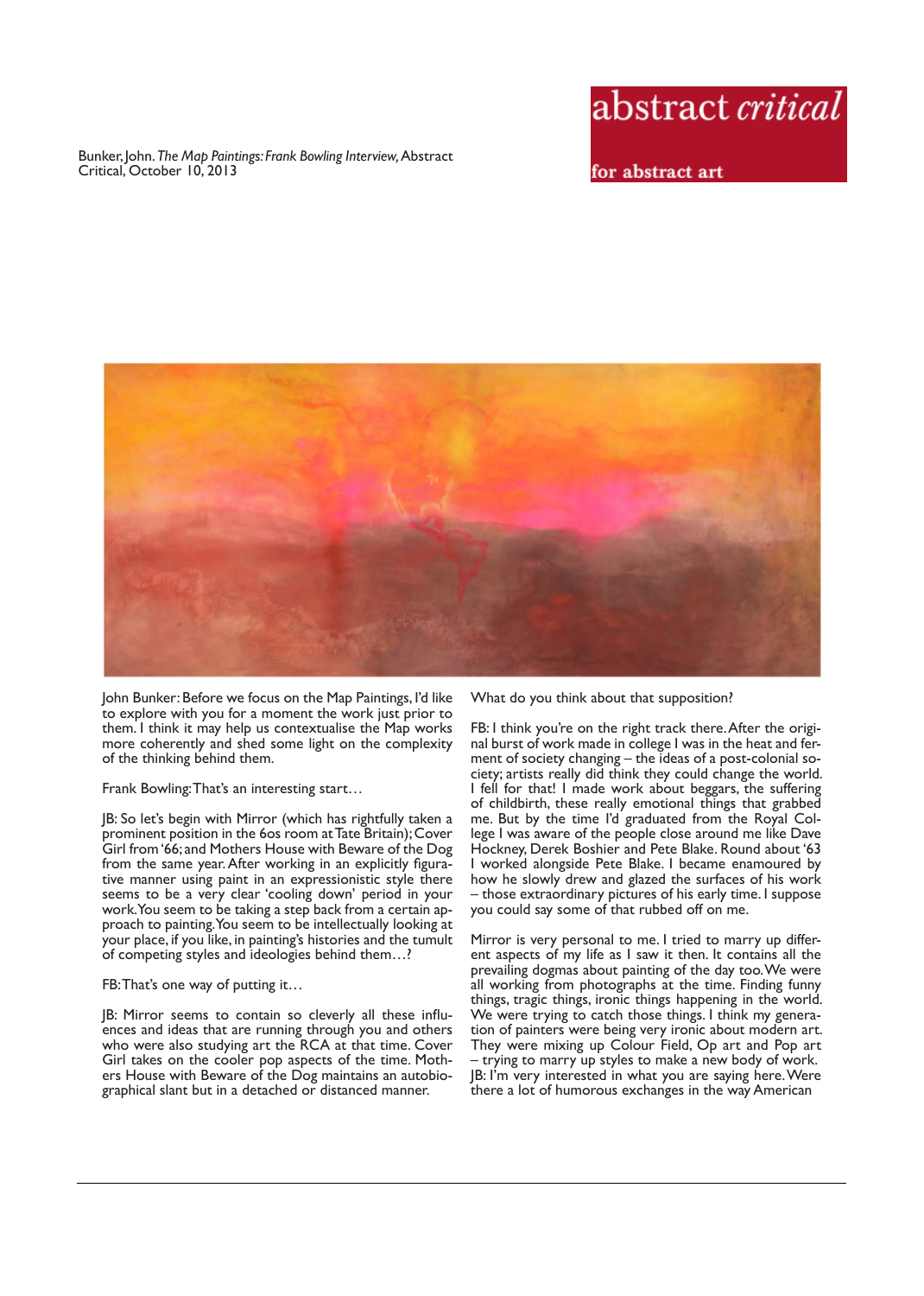Bunker, John. *The Map Paintings: Frank Bowling Interview,* Abstract Critical, October 10, 2013

abstract *critical*

for abstract art

John Bunker: Before we focus on the Map Paintings, I'd like to explore with you for a moment the work just prior to them. I think it may help us contextualise the Map works more coherently and shed some light on the complexity of the thinking behind them.

Frank Bowling: That's an interesting start…

JB: So let's begin with Mirror (which has rightfully taken a prominent position in the 60s room at Tate Britain); Cover Girl from '66; and Mothers House with Beware of the Dog from the same year. After working in an explicitly figurative manner using paint in an expressionistic style there seems to be a very clear 'cooling down' period in your work. You seem to be taking a step back from a certain approach to painting. You seem to be intellectually looking at your place, if you like, in painting's histories and the tumult of competing styles and ideologies behind them…?

FB: That's one way of putting it…

JB: Mirror seems to contain so cleverly all these influences and ideas that are running through you and others who were also studying art the RCA at that time. Cover Girl takes on the cooler pop aspects of the time. Mothers House with Beware of the Dog maintains an autobiographical slant but in a detached or distanced manner. What do you think about that supposition?

FB: I think you're on the right track there. After the original burst of work made in college I was in the heat and ferment of society changing – the ideas of a post-colonial society; artists really did think they could change the world. I fell for that! I made work about beggars, the suffering of childbirth, these really emotional things that grabbed me. But by the time I'd graduated from the Royal College I was aware of the people close around me like Dave Hockney, Derek Boshier and Pete Blake. Round about '63 I worked alongside Pete Blake. I became enamoured by how he slowly drew and glazed the surfaces of his work – those extraordinary pictures of his early time. I suppose you could say some of that rubbed off on me.

Mirror is very personal to me. I tried to marry up different aspects of my life as I saw it then. It contains all the prevailing dogmas about painting of the day too. We were all working from photographs at the time. Finding funny things, tragic things, ironic things happening in the world. We were trying to catch those things. I think my generation of painters were being very ironic about modern art. They were mixing up Colour Field, Op art and Pop art – trying to marry up styles to make a new body of work.

JB: I'm very interested in what you are saying here. Were there a lot of humorous exchanges in the way American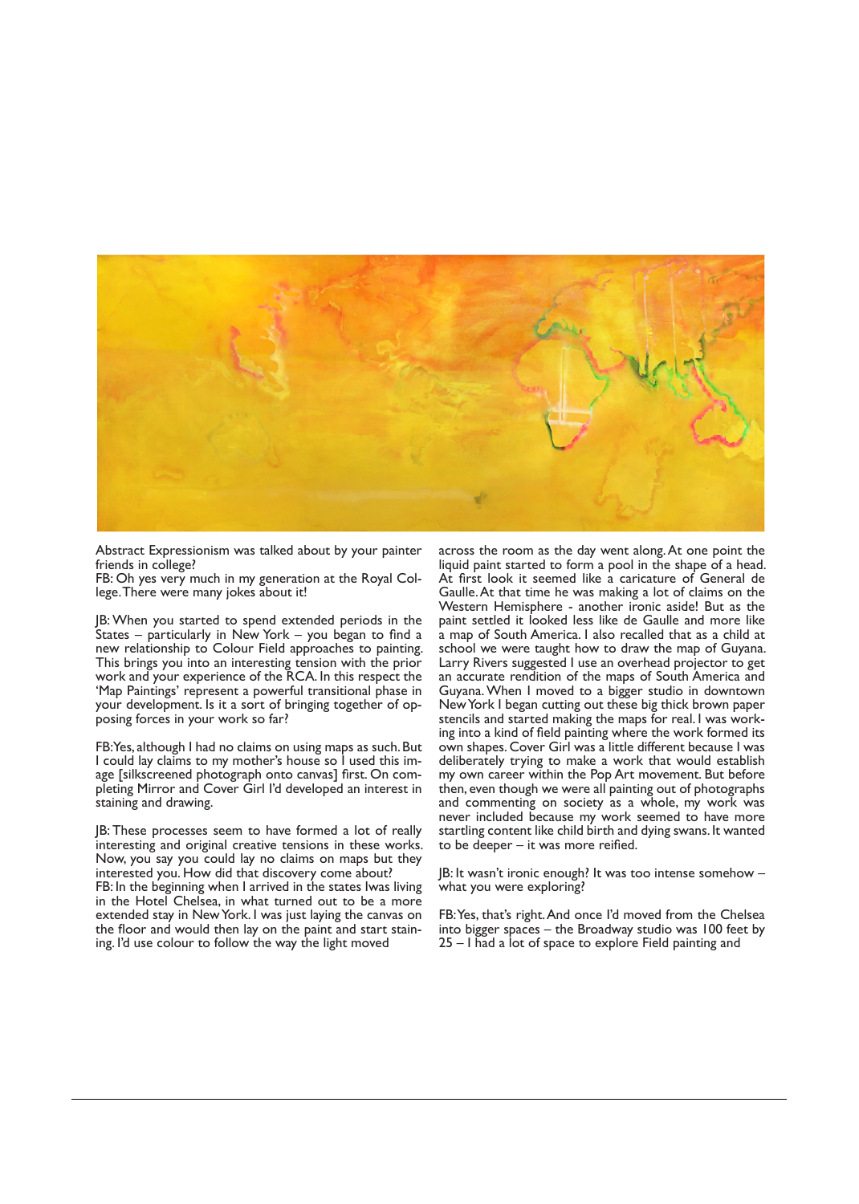Abstract Expressionism was talked about by your painter friends in college?

FB: Oh yes very much in my generation at the Royal College. There were many jokes about it!

JB: When you started to spend extended periods in the States – particularly in New York – you began to find a new relationship to Colour Field approaches to painting. This brings you into an interesting tension with the prior work and your experience of the RCA. In this respect the 'Map Paintings' represent a powerful transitional phase in your development. Is it a sort of bringing together of opposing forces in your work so far?

FB: Yes, although I had no claims on using maps as such. But I could lay claims to my mother's house so I used this image [silkscreened photograph onto canvas] first. On completing Mirror and Cover Girl I'd developed an interest in staining and drawing.

JB: These processes seem to have formed a lot of really interesting and original creative tensions in these works. Now, you say you could lay no claims on maps but they interested you. How did that discovery come about?

FB: In the beginning when I arrived in the states Iwas living in the Hotel Chelsea, in what turned out to be a more extended stay in New York. I was just laying the canvas on the floor and would then lay on the paint and start staining. I'd use colour to follow the way the light moved across the room as the day went along. At one point the liquid paint started to form a pool in the shape of a head. At first look it seemed like a caricature of General de Gaulle. At that time he was making a lot of claims on the Western Hemisphere - another ironic aside! But as the paint settled it looked less like de Gaulle and more like a map of South America. I also recalled that as a child at school we were taught how to draw the map of Guyana. Larry Rivers suggested I use an overhead projector to get an accurate rendition of the maps of South America and Guyana. When I moved to a bigger studio in downtown New York I began cutting out these big thick brown paper stencils and started making the maps for real. I was working into a kind of field painting where the work formed its own shapes. Cover Girl was a little different because I was deliberately trying to make a work that would establish my own career within the Pop Art movement. But before then, even though we were all painting out of photographs and commenting on society as a whole, my work was never included because my work seemed to have more startling content like child birth and dying swans. It wanted to be deeper – it was more reified.

JB: It wasn't ironic enough? It was too intense somehow – what you were exploring?

FB: Yes, that's right. And once I'd moved from the Chelsea into bigger spaces – the Broadway studio was 100 feet by 25 – I had a lot of space to explore Field painting and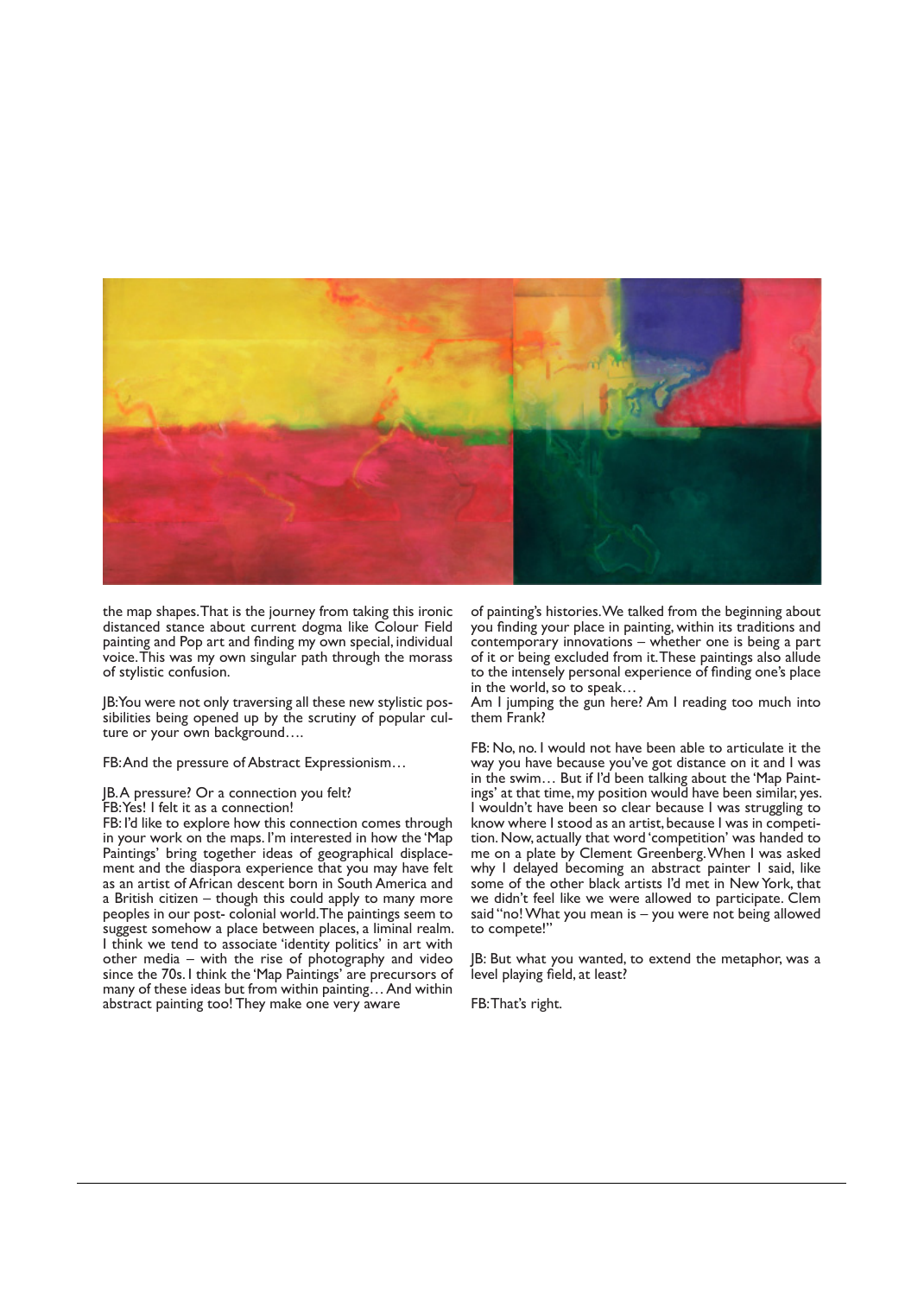the map shapes. That is the journey from taking this ironic distanced stance about current dogma like Colour Field painting and Pop art and finding my own special, individual voice. This was my own singular path through the morass of stylistic confusion.

JB: You were not only traversing all these new stylistic possibilities being opened up by the scrutiny of popular culture or your own background….

FB: And the pressure of Abstract Expressionism…

JB. A pressure? Or a connection you felt?
FB: Yes! I felt it as a connection!
FB: I'd like to explore how this connection comes through in your work on the maps. I'm interested in how the 'Map Paintings' bring together ideas of geographical displacement and the diaspora experience that you may have felt as an artist of African descent born in South America and a British citizen – though this could apply to many more peoples in our post- colonial world. The paintings seem to suggest somehow a place between places, a liminal realm. I think we tend to associate 'identity politics' in art with other media – with the rise of photography and video since the 70s. I think the 'Map Paintings' are precursors of many of these ideas but from within painting… And within abstract painting too! They make one very aware of painting's histories. We talked from the beginning about you finding your place in painting, within its traditions and contemporary innovations – whether one is being a part of it or being excluded from it. These paintings also allude to the intensely personal experience of finding one's place in the world, so to speak…
Am I jumping the gun here? Am I reading too much into them Frank?

FB: No, no. I would not have been able to articulate it the way you have because you've got distance on it and I was in the swim… But if I'd been talking about the 'Map Paintings' at that time, my position would have been similar, yes. I wouldn't have been so clear because I was struggling to know where I stood as an artist, because I was in competition. Now, actually that word 'competition' was handed to me on a plate by Clement Greenberg. When I was asked why I delayed becoming an abstract painter I said, like some of the other black artists I'd met in New York, that we didn't feel like we were allowed to participate. Clem said "no! What you mean is – you were not being allowed to compete!"

JB: But what you wanted, to extend the metaphor, was a level playing field, at least?

FB: That's right.